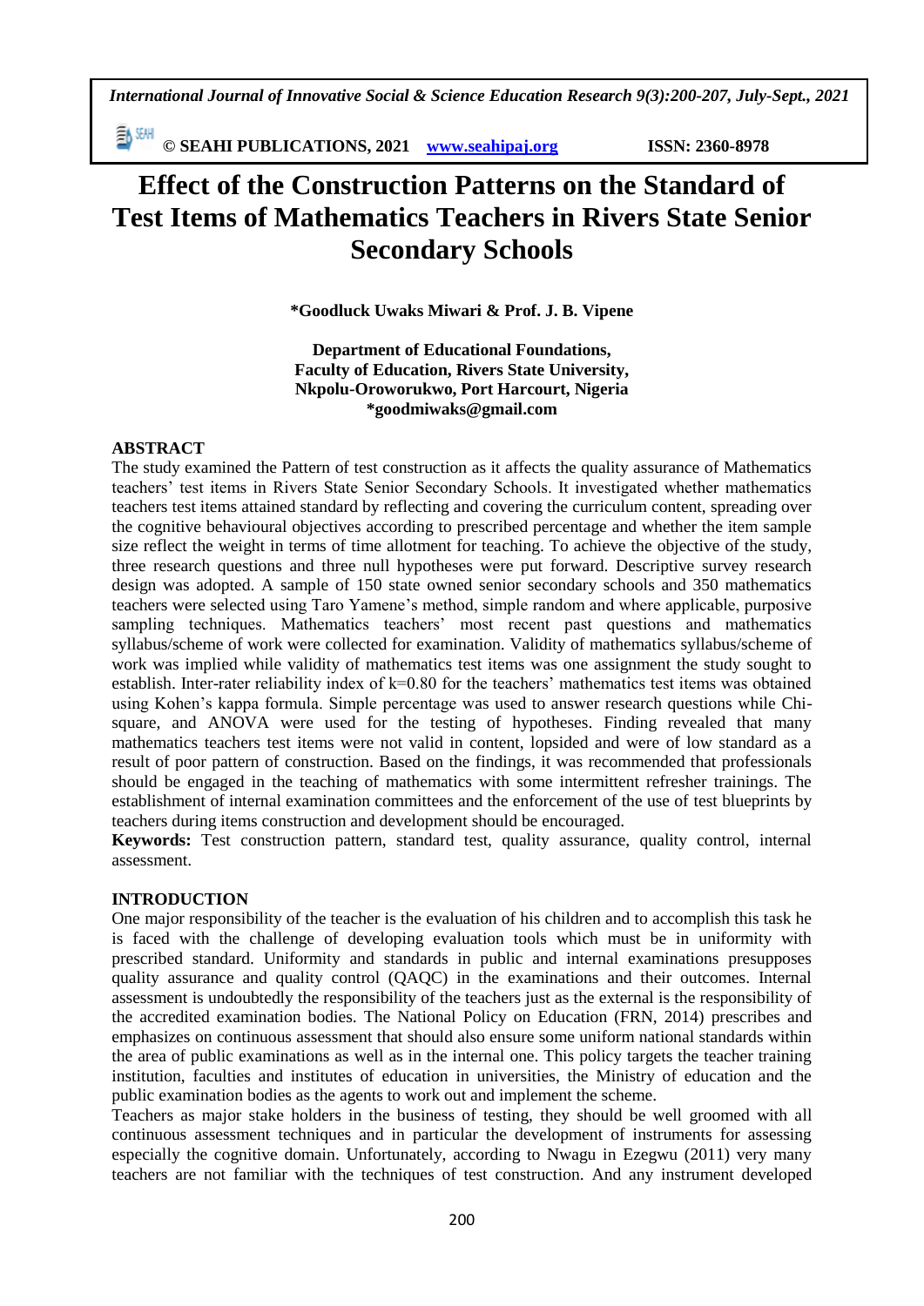# Effect of the Construction Patterns on the Standard of Test Items of Mathematics Teachers in Rivers State Senior Secondary Schools

**\*Goodluck Uwaks Miwari & Prof. J. B. Vipene**

**Department of Educational Foundations,**
**Faculty of Education, Rivers State University,**
**Nkpolu-Oroworukwo, Port Harcourt, Nigeria**
**\*goodmiwaks@gmail.com**

## ABSTRACT

The study examined the Pattern of test construction as it affects the quality assurance of Mathematics teachers' test items in Rivers State Senior Secondary Schools. It investigated whether mathematics teachers test items attained standard by reflecting and covering the curriculum content, spreading over the cognitive behavioural objectives according to prescribed percentage and whether the item sample size reflect the weight in terms of time allotment for teaching. To achieve the objective of the study, three research questions and three null hypotheses were put forward. Descriptive survey research design was adopted. A sample of 150 state owned senior secondary schools and 350 mathematics teachers were selected using Taro Yamene's method, simple random and where applicable, purposive sampling techniques. Mathematics teachers' most recent past questions and mathematics syllabus/scheme of work were collected for examination. Validity of mathematics syllabus/scheme of work was implied while validity of mathematics test items was one assignment the study sought to establish. Inter-rater reliability index of k=0.80 for the teachers' mathematics test items was obtained using Kohen's kappa formula. Simple percentage was used to answer research questions while Chi-square, and ANOVA were used for the testing of hypotheses. Finding revealed that many mathematics teachers test items were not valid in content, lopsided and were of low standard as a result of poor pattern of construction. Based on the findings, it was recommended that professionals should be engaged in the teaching of mathematics with some intermittent refresher trainings. The establishment of internal examination committees and the enforcement of the use of test blueprints by teachers during items construction and development should be encouraged.

**Keywords:** Test construction pattern, standard test, quality assurance, quality control, internal assessment.

## INTRODUCTION

One major responsibility of the teacher is the evaluation of his children and to accomplish this task he is faced with the challenge of developing evaluation tools which must be in uniformity with prescribed standard. Uniformity and standards in public and internal examinations presupposes quality assurance and quality control (QAQC) in the examinations and their outcomes. Internal assessment is undoubtedly the responsibility of the teachers just as the external is the responsibility of the accredited examination bodies. The National Policy on Education (FRN, 2014) prescribes and emphasizes on continuous assessment that should also ensure some uniform national standards within the area of public examinations as well as in the internal one. This policy targets the teacher training institution, faculties and institutes of education in universities, the Ministry of education and the public examination bodies as the agents to work out and implement the scheme.

Teachers as major stake holders in the business of testing, they should be well groomed with all continuous assessment techniques and in particular the development of instruments for assessing especially the cognitive domain. Unfortunately, according to Nwagu in Ezegwu (2011) very many teachers are not familiar with the techniques of test construction. And any instrument developed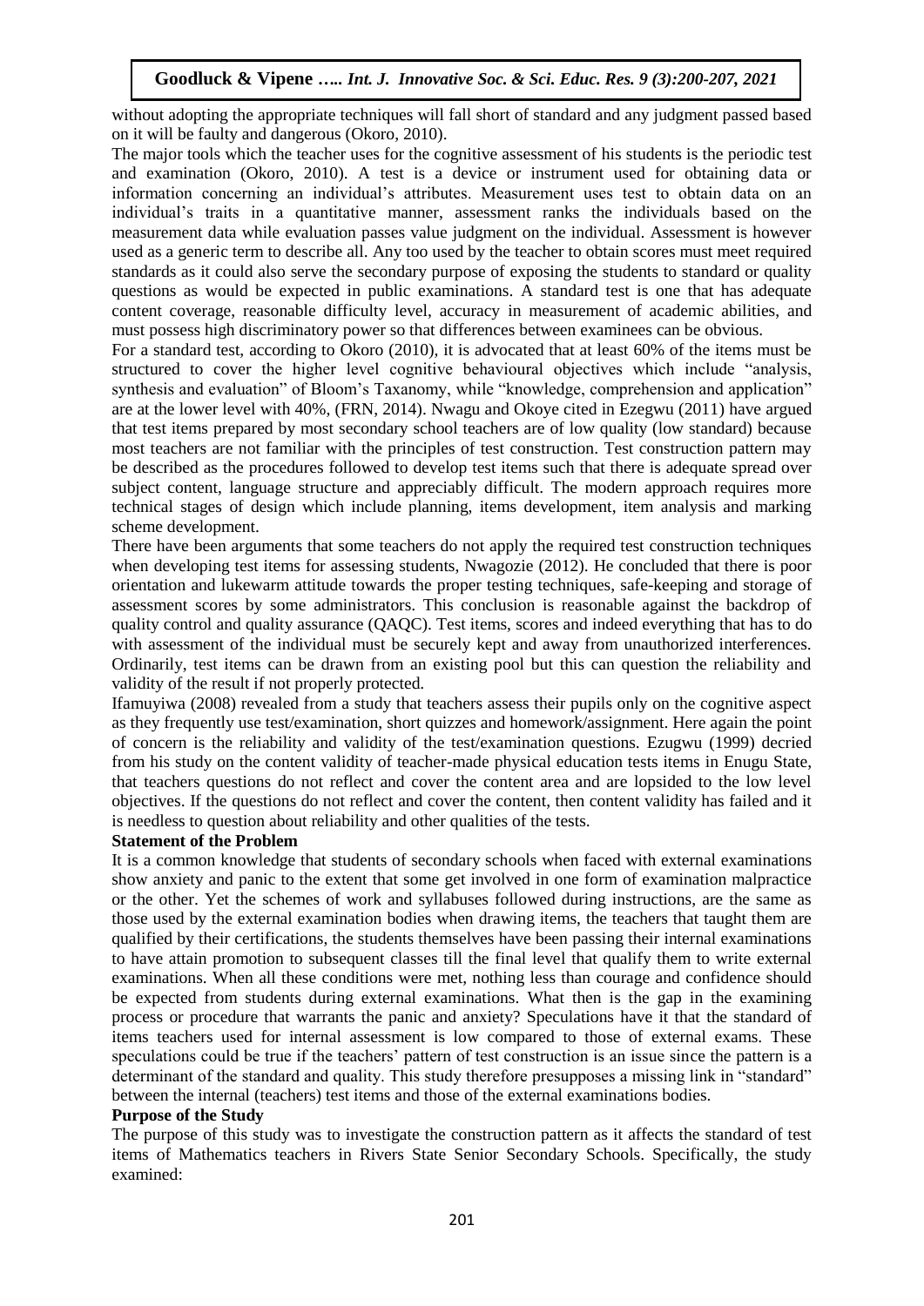without adopting the appropriate techniques will fall short of standard and any judgment passed based on it will be faulty and dangerous (Okoro, 2010).

The major tools which the teacher uses for the cognitive assessment of his students is the periodic test and examination (Okoro, 2010). A test is a device or instrument used for obtaining data or information concerning an individual's attributes. Measurement uses test to obtain data on an individual's traits in a quantitative manner, assessment ranks the individuals based on the measurement data while evaluation passes value judgment on the individual. Assessment is however used as a generic term to describe all. Any too used by the teacher to obtain scores must meet required standards as it could also serve the secondary purpose of exposing the students to standard or quality questions as would be expected in public examinations. A standard test is one that has adequate content coverage, reasonable difficulty level, accuracy in measurement of academic abilities, and must possess high discriminatory power so that differences between examinees can be obvious.

For a standard test, according to Okoro (2010), it is advocated that at least 60% of the items must be structured to cover the higher level cognitive behavioural objectives which include "analysis, synthesis and evaluation" of Bloom's Taxanomy, while "knowledge, comprehension and application" are at the lower level with 40%, (FRN, 2014). Nwagu and Okoye cited in Ezegwu (2011) have argued that test items prepared by most secondary school teachers are of low quality (low standard) because most teachers are not familiar with the principles of test construction. Test construction pattern may be described as the procedures followed to develop test items such that there is adequate spread over subject content, language structure and appreciably difficult. The modern approach requires more technical stages of design which include planning, items development, item analysis and marking scheme development.

There have been arguments that some teachers do not apply the required test construction techniques when developing test items for assessing students, Nwagozie (2012). He concluded that there is poor orientation and lukewarm attitude towards the proper testing techniques, safe-keeping and storage of assessment scores by some administrators. This conclusion is reasonable against the backdrop of quality control and quality assurance (QAQC). Test items, scores and indeed everything that has to do with assessment of the individual must be securely kept and away from unauthorized interferences. Ordinarily, test items can be drawn from an existing pool but this can question the reliability and validity of the result if not properly protected.

Ifamuyiwa (2008) revealed from a study that teachers assess their pupils only on the cognitive aspect as they frequently use test/examination, short quizzes and homework/assignment. Here again the point of concern is the reliability and validity of the test/examination questions. Ezugwu (1999) decried from his study on the content validity of teacher-made physical education tests items in Enugu State, that teachers questions do not reflect and cover the content area and are lopsided to the low level objectives. If the questions do not reflect and cover the content, then content validity has failed and it is needless to question about reliability and other qualities of the tests.

**Statement of the Problem**

It is a common knowledge that students of secondary schools when faced with external examinations show anxiety and panic to the extent that some get involved in one form of examination malpractice or the other. Yet the schemes of work and syllabuses followed during instructions, are the same as those used by the external examination bodies when drawing items, the teachers that taught them are qualified by their certifications, the students themselves have been passing their internal examinations to have attain promotion to subsequent classes till the final level that qualify them to write external examinations. When all these conditions were met, nothing less than courage and confidence should be expected from students during external examinations. What then is the gap in the examining process or procedure that warrants the panic and anxiety? Speculations have it that the standard of items teachers used for internal assessment is low compared to those of external exams. These speculations could be true if the teachers' pattern of test construction is an issue since the pattern is a determinant of the standard and quality. This study therefore presupposes a missing link in "standard" between the internal (teachers) test items and those of the external examinations bodies.

**Purpose of the Study**

The purpose of this study was to investigate the construction pattern as it affects the standard of test items of Mathematics teachers in Rivers State Senior Secondary Schools. Specifically, the study examined: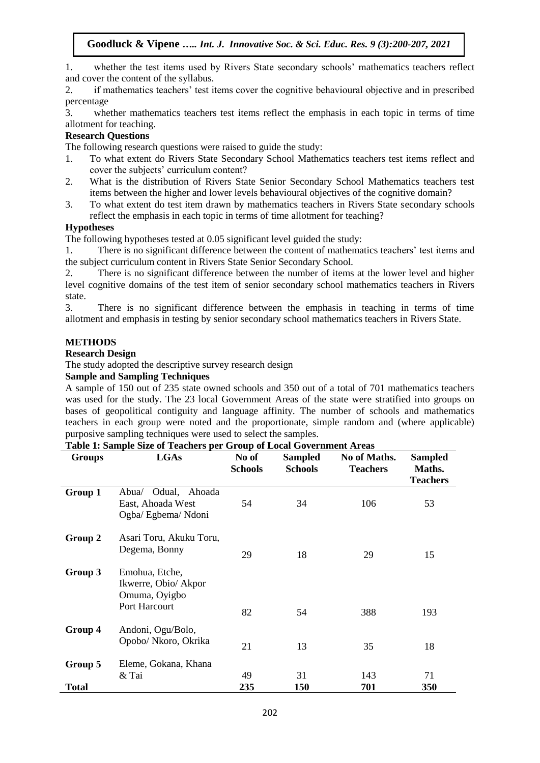1. whether the test items used by Rivers State secondary schools' mathematics teachers reflect and cover the content of the syllabus.
2. if mathematics teachers' test items cover the cognitive behavioural objective and in prescribed percentage
3. whether mathematics teachers test items reflect the emphasis in each topic in terms of time allotment for teaching.

**Research Questions**

The following research questions were raised to guide the study:

1. To what extent do Rivers State Secondary School Mathematics teachers test items reflect and cover the subjects' curriculum content?
2. What is the distribution of Rivers State Senior Secondary School Mathematics teachers test items between the higher and lower levels behavioural objectives of the cognitive domain?
3. To what extent do test item drawn by mathematics teachers in Rivers State secondary schools reflect the emphasis in each topic in terms of time allotment for teaching?

**Hypotheses**

The following hypotheses tested at 0.05 significant level guided the study:

1. There is no significant difference between the content of mathematics teachers' test items and the subject curriculum content in Rivers State Senior Secondary School.
2. There is no significant difference between the number of items at the lower level and higher level cognitive domains of the test item of senior secondary school mathematics teachers in Rivers state.
3. There is no significant difference between the emphasis in teaching in terms of time allotment and emphasis in testing by senior secondary school mathematics teachers in Rivers State.

## METHODS

**Research Design**

The study adopted the descriptive survey research design

**Sample and Sampling Techniques**

A sample of 150 out of 235 state owned schools and 350 out of a total of 701 mathematics teachers was used for the study. The 23 local Government Areas of the state were stratified into groups on bases of geopolitical contiguity and language affinity. The number of schools and mathematics teachers in each group were noted and the proportionate, simple random and (where applicable) purposive sampling techniques were used to select the samples.

**Table 1: Sample Size of Teachers per Group of Local Government Areas**

| Groups | LGAs | No of Schools | Sampled Schools | No of Maths. Teachers | Sampled Maths. Teachers |
|---|---|---|---|---|---|
| **Group 1** | Abua/ Odual, Ahoada East, Ahoada West Ogba/ Egbema/ Ndoni | 54 | 34 | 106 | 53 |
| **Group 2** | Asari Toru, Akuku Toru, Degema, Bonny | 29 | 18 | 29 | 15 |
| **Group 3** | Emohua, Etche, Ikwerre, Obio/ Akpor Omuma, Oyigbo Port Harcourt | 82 | 54 | 388 | 193 |
| **Group 4** | Andoni, Ogu/Bolo, Opobo/ Nkoro, Okrika | 21 | 13 | 35 | 18 |
| **Group 5** | Eleme, Gokana, Khana & Tai | 49 | 31 | 143 | 71 |
| **Total** | | **235** | **150** | **701** | **350** |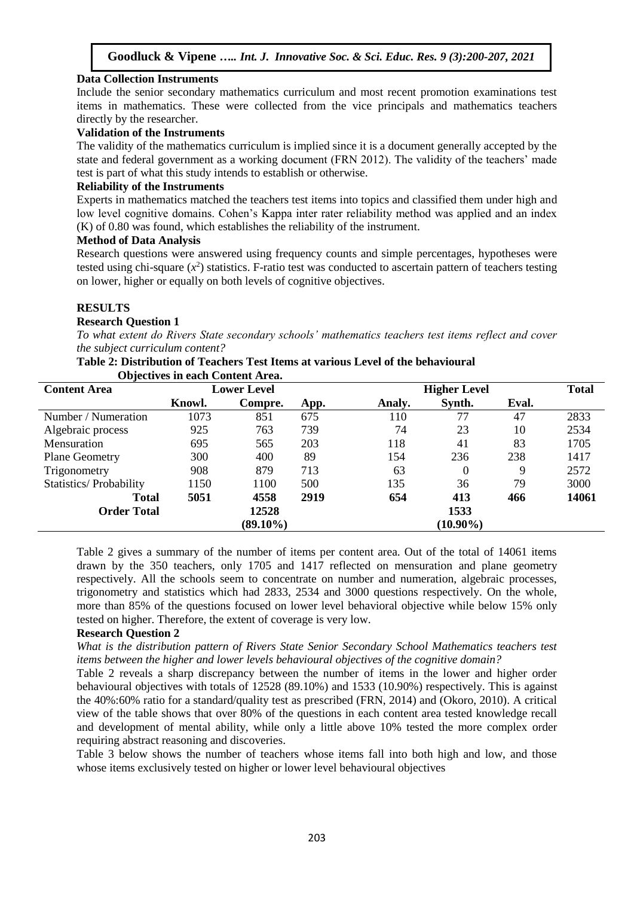### Data Collection Instruments

Include the senior secondary mathematics curriculum and most recent promotion examinations test items in mathematics. These were collected from the vice principals and mathematics teachers directly by the researcher.

### Validation of the Instruments

The validity of the mathematics curriculum is implied since it is a document generally accepted by the state and federal government as a working document (FRN 2012). The validity of the teachers' made test is part of what this study intends to establish or otherwise.

### Reliability of the Instruments

Experts in mathematics matched the teachers test items into topics and classified them under high and low level cognitive domains. Cohen's Kappa inter rater reliability method was applied and an index (K) of 0.80 was found, which establishes the reliability of the instrument.

### Method of Data Analysis

Research questions were answered using frequency counts and simple percentages, hypotheses were tested using chi-square ($x^2$) statistics. F-ratio test was conducted to ascertain pattern of teachers testing on lower, higher or equally on both levels of cognitive objectives.

## RESULTS

### Research Question 1

*To what extent do Rivers State secondary schools' mathematics teachers test items reflect and cover the subject curriculum content?*

**Table 2: Distribution of Teachers Test Items at various Level of the behavioural Objectives in each Content Area.**

| Content Area | Lower Level | | | Higher Level | | | Total |
|---|---|---|---|---|---|---|---|
| | Knowl. | Compre. | App. | Analy. | Synth. | Eval. | |
| Number / Numeration | 1073 | 851 | 675 | 110 | 77 | 47 | 2833 |
| Algebraic process | 925 | 763 | 739 | 74 | 23 | 10 | 2534 |
| Mensuration | 695 | 565 | 203 | 118 | 41 | 83 | 1705 |
| Plane Geometry | 300 | 400 | 89 | 154 | 236 | 238 | 1417 |
| Trigonometry | 908 | 879 | 713 | 63 | 0 | 9 | 2572 |
| Statistics/ Probability | 1150 | 1100 | 500 | 135 | 36 | 79 | 3000 |
| **Total** | **5051** | **4558** | **2919** | **654** | **413** | **466** | **14061** |
| **Order Total** | | **12528** | | | **1533** | | |
| | | **(89.10%)** | | | **(10.90%)** | | |

Table 2 gives a summary of the number of items per content area. Out of the total of 14061 items drawn by the 350 teachers, only 1705 and 1417 reflected on mensuration and plane geometry respectively. All the schools seem to concentrate on number and numeration, algebraic processes, trigonometry and statistics which had 2833, 2534 and 3000 questions respectively. On the whole, more than 85% of the questions focused on lower level behavioral objective while below 15% only tested on higher. Therefore, the extent of coverage is very low.

### Research Question 2

*What is the distribution pattern of Rivers State Senior Secondary School Mathematics teachers test items between the higher and lower levels behavioural objectives of the cognitive domain?*

Table 2 reveals a sharp discrepancy between the number of items in the lower and higher order behavioural objectives with totals of 12528 (89.10%) and 1533 (10.90%) respectively. This is against the 40%:60% ratio for a standard/quality test as prescribed (FRN, 2014) and (Okoro, 2010). A critical view of the table shows that over 80% of the questions in each content area tested knowledge recall and development of mental ability, while only a little above 10% tested the more complex order requiring abstract reasoning and discoveries.

Table 3 below shows the number of teachers whose items fall into both high and low, and those whose items exclusively tested on higher or lower level behavioural objectives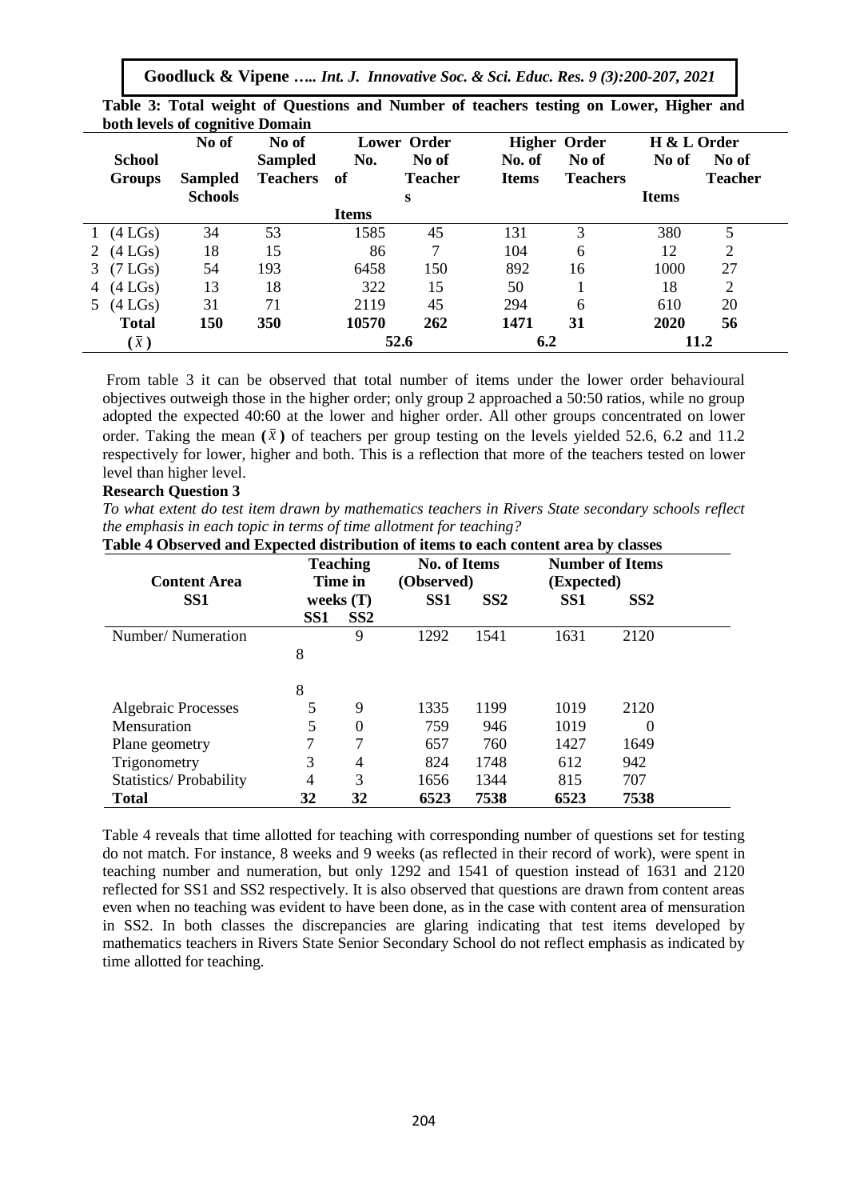**Table 3: Total weight of Questions and Number of teachers testing on Lower, Higher and both levels of cognitive Domain**

| | School Groups | No of Sampled Schools | No of Sampled Teachers | Lower Order | | Higher Order | | H & L Order | |
|---|---|---|---|---|---|---|---|---|---|
| | | | | No. of Items | No of Teachers | No. of Items | No of Teachers | No of Items | No of Teacher |
| 1 | (4 LGs) | 34 | 53 | 1585 | 45 | 131 | 3 | 380 | 5 |
| 2 | (4 LGs) | 18 | 15 | 86 | 7 | 104 | 6 | 12 | 2 |
| 3 | (7 LGs) | 54 | 193 | 6458 | 150 | 892 | 16 | 1000 | 27 |
| 4 | (4 LGs) | 13 | 18 | 322 | 15 | 50 | 1 | 18 | 2 |
| 5 | (4 LGs) | 31 | 71 | 2119 | 45 | 294 | 6 | 610 | 20 |
| | **Total** | **150** | **350** | **10570** | **262** | **1471** | **31** | **2020** | **56** |
| | **($\bar{x}$)** | | | **52.6** | | **6.2** | | **11.2** | |

From table 3 it can be observed that total number of items under the lower order behavioural objectives outweigh those in the higher order; only group 2 approached a 50:50 ratios, while no group adopted the expected 40:60 at the lower and higher order. All other groups concentrated on lower order. Taking the mean **($\bar{x}$)** of teachers per group testing on the levels yielded 52.6, 6.2 and 11.2 respectively for lower, higher and both. This is a reflection that more of the teachers tested on lower level than higher level.

**Research Question 3**

*To what extent do test item drawn by mathematics teachers in Rivers State secondary schools reflect the emphasis in each topic in terms of time allotment for teaching?*

**Table 4 Observed and Expected distribution of items to each content area by classes**

| Content Area SS1 | Teaching Time in weeks (T) | | No. of Items (Observed) | | Number of Items (Expected) | |
|---|---|---|---|---|---|---|
| | SS1 | SS2 | SS1 | SS2 | SS1 | SS2 |
| Number/ Numeration | 8 | 9 | 1292 | 1541 | 1631 | 2120 |
| | 8 | | | | | |
| Algebraic Processes | 5 | 9 | 1335 | 1199 | 1019 | 2120 |
| Mensuration | 5 | 0 | 759 | 946 | 1019 | 0 |
| Plane geometry | 7 | 7 | 657 | 760 | 1427 | 1649 |
| Trigonometry | 3 | 4 | 824 | 1748 | 612 | 942 |
| Statistics/ Probability | 4 | 3 | 1656 | 1344 | 815 | 707 |
| **Total** | **32** | **32** | **6523** | **7538** | **6523** | **7538** |

Table 4 reveals that time allotted for teaching with corresponding number of questions set for testing do not match. For instance, 8 weeks and 9 weeks (as reflected in their record of work), were spent in teaching number and numeration, but only 1292 and 1541 of question instead of 1631 and 2120 reflected for SS1 and SS2 respectively. It is also observed that questions are drawn from content areas even when no teaching was evident to have been done, as in the case with content area of mensuration in SS2. In both classes the discrepancies are glaring indicating that test items developed by mathematics teachers in Rivers State Senior Secondary School do not reflect emphasis as indicated by time allotted for teaching.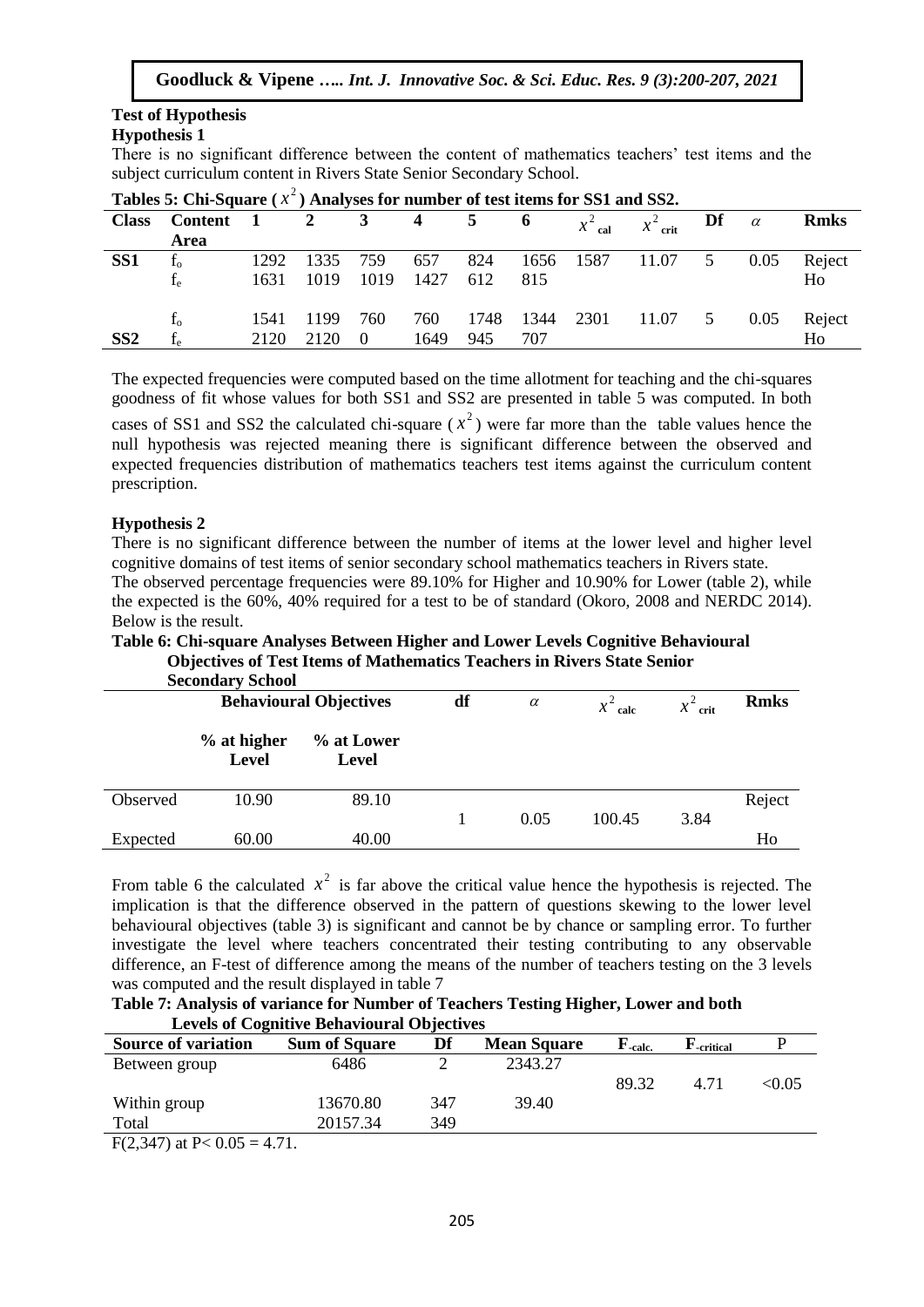### Test of Hypothesis

#### Hypothesis 1

There is no significant difference between the content of mathematics teachers' test items and the subject curriculum content in Rivers State Senior Secondary School.

**Tables 5: Chi-Square ( $x^2$ ) Analyses for number of test items for SS1 and SS2.**

| Class | Content Area | 1 | 2 | 3 | 4 | 5 | 6 | $x^2_{cal}$ | $x^2_{crit}$ | Df | $\alpha$ | Rmks |
|---|---|---|---|---|---|---|---|---|---|---|---|---|
| SS1 | $f_o$ | 1292 | 1335 | 759 | 657 | 824 | 1656 | 1587 | 11.07 | 5 | 0.05 | Reject |
| | $f_e$ | 1631 | 1019 | 1019 | 1427 | 612 | 815 | | | | | Ho |
| | $f_o$ | 1541 | 1199 | 760 | 760 | 1748 | 1344 | 2301 | 11.07 | 5 | 0.05 | Reject |
| SS2 | $f_e$ | 2120 | 2120 | 0 | 1649 | 945 | 707 | | | | | Ho |

The expected frequencies were computed based on the time allotment for teaching and the chi-squares goodness of fit whose values for both SS1 and SS2 are presented in table 5 was computed. In both cases of SS1 and SS2 the calculated chi-square ( $x^2$ ) were far more than the table values hence the null hypothesis was rejected meaning there is significant difference between the observed and expected frequencies distribution of mathematics teachers test items against the curriculum content prescription.

#### Hypothesis 2

There is no significant difference between the number of items at the lower level and higher level cognitive domains of test items of senior secondary school mathematics teachers in Rivers state.

The observed percentage frequencies were 89.10% for Higher and 10.90% for Lower (table 2), while the expected is the 60%, 40% required for a test to be of standard (Okoro, 2008 and NERDC 2014). Below is the result.

**Table 6: Chi-square Analyses Between Higher and Lower Levels Cognitive Behavioural Objectives of Test Items of Mathematics Teachers in Rivers State Senior Secondary School**

| | Behavioural Objectives | | df | $\alpha$ | $x^2_{calc}$ | $x^2_{crit}$ | Rmks |
|---|---|---|---|---|---|---|---|
| | % at higher Level | % at Lower Level | | | | | |
| Observed | 10.90 | 89.10 | 1 | 0.05 | 100.45 | 3.84 | Reject |
| Expected | 60.00 | 40.00 | | | | | Ho |

From table 6 the calculated $x^2$ is far above the critical value hence the hypothesis is rejected. The implication is that the difference observed in the pattern of questions skewing to the lower level behavioural objectives (table 3) is significant and cannot be by chance or sampling error. To further investigate the level where teachers concentrated their testing contributing to any observable difference, an F-test of difference among the means of the number of teachers testing on the 3 levels was computed and the result displayed in table 7

**Table 7: Analysis of variance for Number of Teachers Testing Higher, Lower and both Levels of Cognitive Behavioural Objectives**

| Source of variation | Sum of Square | Df | Mean Square | $F_{-calc.}$ | $F_{-critical}$ | P |
|---|---|---|---|---|---|---|
| Between group | 6486 | 2 | 2343.27 | 89.32 | 4.71 | <0.05 |
| Within group | 13670.80 | 347 | 39.40 | | | |
| Total | 20157.34 | 349 | | | | |

$F(2,347)$ at $P < 0.05 = 4.71$.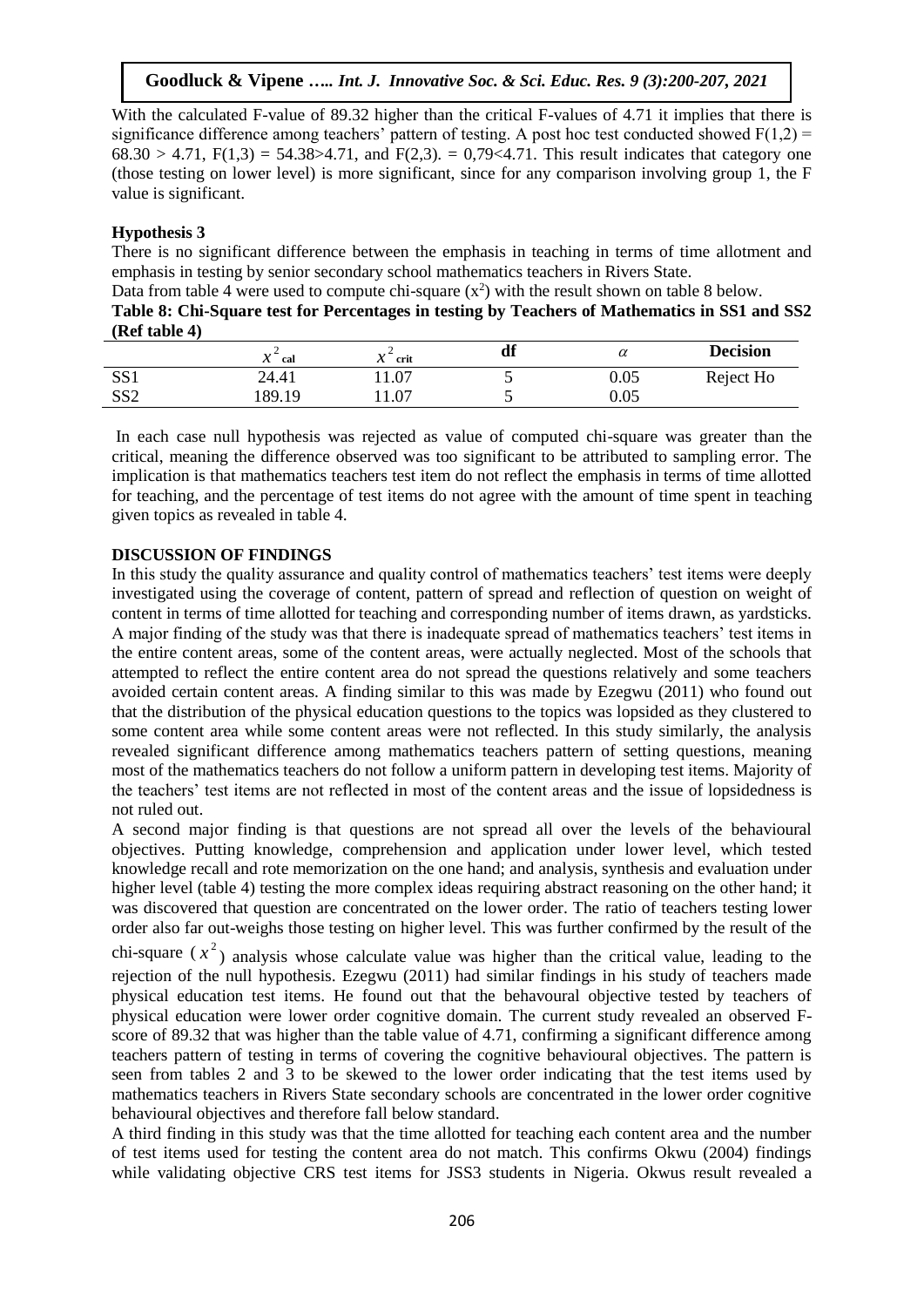With the calculated F-value of 89.32 higher than the critical F-values of 4.71 it implies that there is significance difference among teachers' pattern of testing. A post hoc test conducted showed $F(1,2) = 68.30 > 4.71$, $F(1,3) = 54.38 > 4.71$, and $F(2,3). = 0,79 < 4.71$. This result indicates that category one (those testing on lower level) is more significant, since for any comparison involving group 1, the F value is significant.

**Hypothesis 3**

There is no significant difference between the emphasis in teaching in terms of time allotment and emphasis in testing by senior secondary school mathematics teachers in Rivers State.

Data from table 4 were used to compute chi-square ($x^2$) with the result shown on table 8 below.

**Table 8: Chi-Square test for Percentages in testing by Teachers of Mathematics in SS1 and SS2 (Ref table 4)**

| | $x^2_{cal}$ | $x^2_{crit}$ | df | $\alpha$ | Decision |
|---|---|---|---|---|---|
| SS1 | 24.41 | 11.07 | 5 | 0.05 | Reject Ho |
| SS2 | 189.19 | 11.07 | 5 | 0.05 | |

In each case null hypothesis was rejected as value of computed chi-square was greater than the critical, meaning the difference observed was too significant to be attributed to sampling error. The implication is that mathematics teachers test item do not reflect the emphasis in terms of time allotted for teaching, and the percentage of test items do not agree with the amount of time spent in teaching given topics as revealed in table 4.

**DISCUSSION OF FINDINGS**

In this study the quality assurance and quality control of mathematics teachers' test items were deeply investigated using the coverage of content, pattern of spread and reflection of question on weight of content in terms of time allotted for teaching and corresponding number of items drawn, as yardsticks. A major finding of the study was that there is inadequate spread of mathematics teachers' test items in the entire content areas, some of the content areas, were actually neglected. Most of the schools that attempted to reflect the entire content area do not spread the questions relatively and some teachers avoided certain content areas. A finding similar to this was made by Ezegwu (2011) who found out that the distribution of the physical education questions to the topics was lopsided as they clustered to some content area while some content areas were not reflected. In this study similarly, the analysis revealed significant difference among mathematics teachers pattern of setting questions, meaning most of the mathematics teachers do not follow a uniform pattern in developing test items. Majority of the teachers' test items are not reflected in most of the content areas and the issue of lopsidedness is not ruled out.

A second major finding is that questions are not spread all over the levels of the behavioural objectives. Putting knowledge, comprehension and application under lower level, which tested knowledge recall and rote memorization on the one hand; and analysis, synthesis and evaluation under higher level (table 4) testing the more complex ideas requiring abstract reasoning on the other hand; it was discovered that question are concentrated on the lower order. The ratio of teachers testing lower order also far out-weighs those testing on higher level. This was further confirmed by the result of the chi-square ($x^2$) analysis whose calculate value was higher than the critical value, leading to the rejection of the null hypothesis. Ezegwu (2011) had similar findings in his study of teachers made physical education test items. He found out that the behavoural objective tested by teachers of physical education were lower order cognitive domain. The current study revealed an observed F-score of 89.32 that was higher than the table value of 4.71, confirming a significant difference among teachers pattern of testing in terms of covering the cognitive behavioural objectives. The pattern is seen from tables 2 and 3 to be skewed to the lower order indicating that the test items used by mathematics teachers in Rivers State secondary schools are concentrated in the lower order cognitive behavioural objectives and therefore fall below standard.

A third finding in this study was that the time allotted for teaching each content area and the number of test items used for testing the content area do not match. This confirms Okwu (2004) findings while validating objective CRS test items for JSS3 students in Nigeria. Okwus result revealed a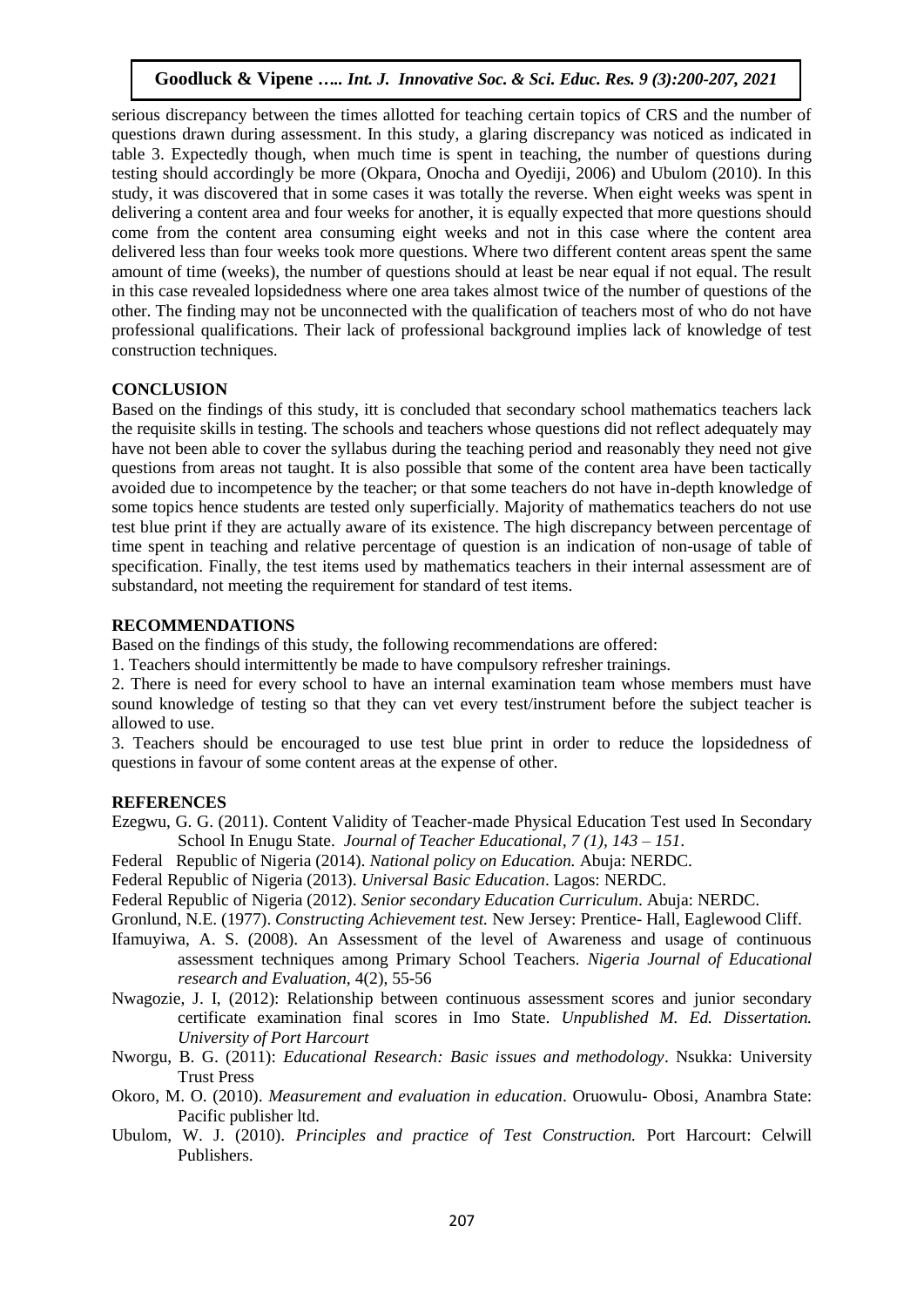serious discrepancy between the times allotted for teaching certain topics of CRS and the number of questions drawn during assessment. In this study, a glaring discrepancy was noticed as indicated in table 3. Expectedly though, when much time is spent in teaching, the number of questions during testing should accordingly be more (Okpara, Onocha and Oyediji, 2006) and Ubulom (2010). In this study, it was discovered that in some cases it was totally the reverse. When eight weeks was spent in delivering a content area and four weeks for another, it is equally expected that more questions should come from the content area consuming eight weeks and not in this case where the content area delivered less than four weeks took more questions. Where two different content areas spent the same amount of time (weeks), the number of questions should at least be near equal if not equal. The result in this case revealed lopsidedness where one area takes almost twice of the number of questions of the other. The finding may not be unconnected with the qualification of teachers most of who do not have professional qualifications. Their lack of professional background implies lack of knowledge of test construction techniques.

## CONCLUSION

Based on the findings of this study, itt is concluded that secondary school mathematics teachers lack the requisite skills in testing. The schools and teachers whose questions did not reflect adequately may have not been able to cover the syllabus during the teaching period and reasonably they need not give questions from areas not taught. It is also possible that some of the content area have been tactically avoided due to incompetence by the teacher; or that some teachers do not have in-depth knowledge of some topics hence students are tested only superficially. Majority of mathematics teachers do not use test blue print if they are actually aware of its existence. The high discrepancy between percentage of time spent in teaching and relative percentage of question is an indication of non-usage of table of specification. Finally, the test items used by mathematics teachers in their internal assessment are of substandard, not meeting the requirement for standard of test items.

## RECOMMENDATIONS

Based on the findings of this study, the following recommendations are offered:

1. Teachers should intermittently be made to have compulsory refresher trainings.
2. There is need for every school to have an internal examination team whose members must have sound knowledge of testing so that they can vet every test/instrument before the subject teacher is allowed to use.
3. Teachers should be encouraged to use test blue print in order to reduce the lopsidedness of questions in favour of some content areas at the expense of other.

## REFERENCES

Ezegwu, G. G. (2011). Content Validity of Teacher-made Physical Education Test used In Secondary School In Enugu State. *Journal of Teacher Educational, 7 (1), 143 – 151*.

Federal Republic of Nigeria (2014). *National policy on Education.* Abuja: NERDC.

Federal Republic of Nigeria (2013). *Universal Basic Education*. Lagos: NERDC.

Federal Republic of Nigeria (2012). *Senior secondary Education Curriculum*. Abuja: NERDC.

Gronlund, N.E. (1977). *Constructing Achievement test.* New Jersey: Prentice- Hall, Eaglewood Cliff.

Ifamuyiwa, A. S. (2008). An Assessment of the level of Awareness and usage of continuous assessment techniques among Primary School Teachers. *Nigeria Journal of Educational research and Evaluation*, 4(2), 55-56

Nwagozie, J. I, (2012): Relationship between continuous assessment scores and junior secondary certificate examination final scores in Imo State. *Unpublished M. Ed. Dissertation. University of Port Harcourt*

Nworgu, B. G. (2011): *Educational Research: Basic issues and methodology*. Nsukka: University Trust Press

Okoro, M. O. (2010). *Measurement and evaluation in education*. Oruowulu- Obosi, Anambra State: Pacific publisher ltd.

Ubulom, W. J. (2010). *Principles and practice of Test Construction.* Port Harcourt: Celwill Publishers.